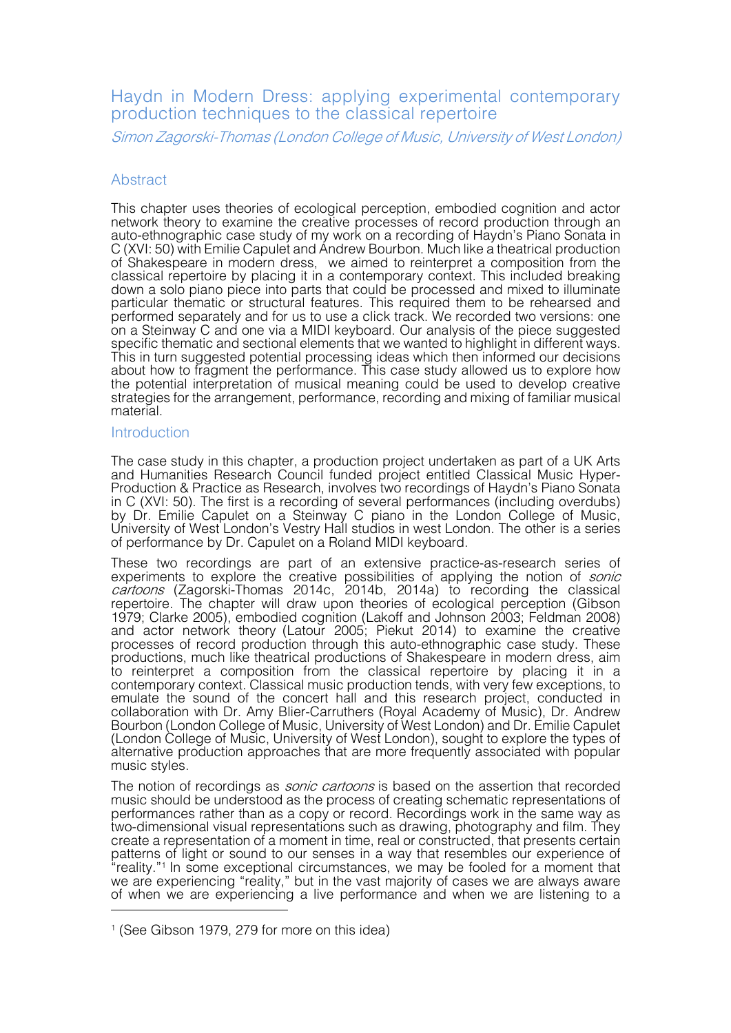# Haydn in Modern Dress: applying experimental contemporary production techniques to the classical repertoire

*Simon Zagorski-Thomas (London College of Music, University of West London)*

## Abstract

This chapter uses theories of ecological perception, embodied cognition and actor network theory to examine the creative processes of record production through an auto-ethnographic case study of my work on a recording of Haydn's Piano Sonata in C (XVI: 50) with Emilie Capulet and Andrew Bourbon. Much like a theatrical production of Shakespeare in modern dress, we aimed to reinterpret a composition from the classical repertoire by placing it in a contemporary context. This included breaking down a solo piano piece into parts that could be processed and mixed to illuminate particular thematic or structural features. This required them to be rehearsed and performed separately and for us to use a click track. We recorded two versions: one on a Steinway C and one via a MIDI keyboard. Our analysis of the piece suggested specific thematic and sectional elements that we wanted to highlight in different ways. This in turn suggested potential processing ideas which then informed our decisions about how to fragment the performance. This case study allowed us to explore how the potential interpretation of musical meaning could be used to develop creative strategies for the arrangement, performance, recording and mixing of familiar musical material.

## Introduction

The case study in this chapter, a production project undertaken as part of a UK Arts and Humanities Research Council funded project entitled Classical Music Hyper-Production & Practice as Research, involves two recordings of Haydn's Piano Sonata in C (XVI: 50). The first is a recording of several performances (including overdubs) by Dr. Emilie Capulet on a Steinway C piano in the London College of Music, University of West London's Vestry Hall studios in west London. The other is a series of performance by Dr. Capulet on a Roland MIDI keyboard.

These two recordings are part of an extensive practice-as-research series of experiments to explore the creative possibilities of applying the notion of *sonic cartoons* (Zagorski-Thomas 2014c, 2014b, 2014a) to recording the classical repertoire. The chapter will draw upon theories of ecological perception (Gibson 1979; Clarke 2005), embodied cognition (Lakoff and Johnson 2003; Feldman 2008) and actor network theory (Latour 2005; Piekut 2014) to examine the creative processes of record production through this auto-ethnographic case study. These productions, much like theatrical productions of Shakespeare in modern dress, aim to reinterpret a composition from the classical repertoire by placing it in a contemporary context. Classical music production tends, with very few exceptions, to emulate the sound of the concert hall and this research project, conducted in collaboration with Dr. Amy Blier-Carruthers (Royal Academy of Music), Dr. Andrew Bourbon (London College of Music, University of West London) and Dr. Emilie Capulet (London College of Music, University of West London), sought to explore the types of alternative production approaches that are more frequently associated with popular music styles.

The notion of recordings as *sonic cartoons* is based on the assertion that recorded music should be understood as the process of creating schematic representations of performances rather than as a copy or record. Recordings work in the same way as two-dimensional visual representations such as drawing, photography and film. They create a representation of a moment in time, real or constructed, that presents certain patterns of light or sound to our senses in a way that resembles our experience of "reality."[1] In some exceptional circumstances, we may be fooled for a moment that we are experiencing "reality," but in the vast majority of cases we are always aware of when we are experiencing a live performance and when we are listening to a

[1] (See Gibson 1979, 279 for more on this idea)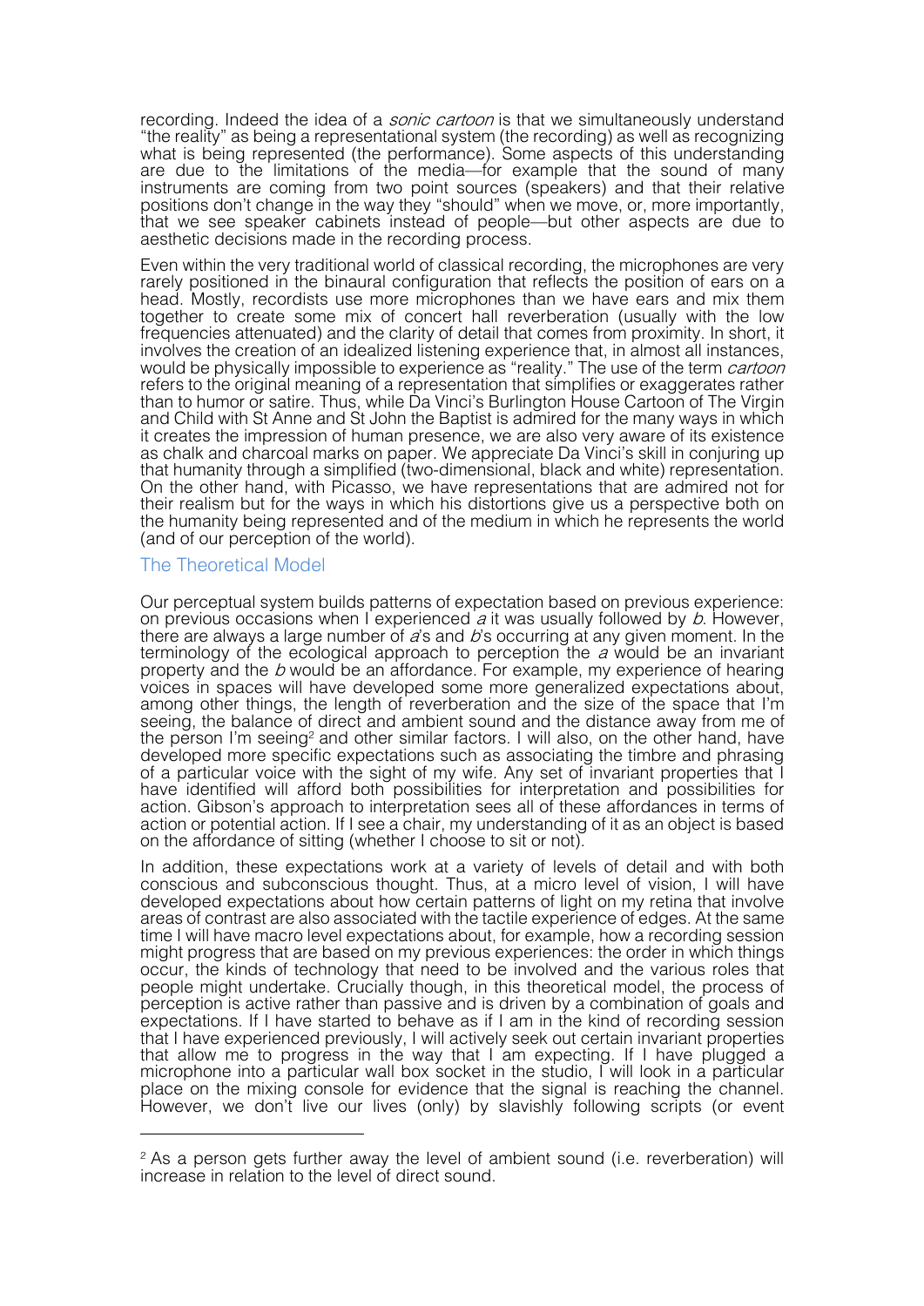recording. Indeed the idea of a *sonic cartoon* is that we simultaneously understand "the reality" as being a representational system (the recording) as well as recognizing what is being represented (the performance). Some aspects of this understanding are due to the limitations of the media—for example that the sound of many instruments are coming from two point sources (speakers) and that their relative positions don't change in the way they "should" when we move, or, more importantly, that we see speaker cabinets instead of people—but other aspects are due to aesthetic decisions made in the recording process.

Even within the very traditional world of classical recording, the microphones are very rarely positioned in the binaural configuration that reflects the position of ears on a head. Mostly, recordists use more microphones than we have ears and mix them together to create some mix of concert hall reverberation (usually with the low frequencies attenuated) and the clarity of detail that comes from proximity. In short, it involves the creation of an idealized listening experience that, in almost all instances, would be physically impossible to experience as "reality." The use of the term *cartoon* refers to the original meaning of a representation that simplifies or exaggerates rather than to humor or satire. Thus, while Da Vinci's Burlington House Cartoon of The Virgin and Child with St Anne and St John the Baptist is admired for the many ways in which it creates the impression of human presence, we are also very aware of its existence as chalk and charcoal marks on paper. We appreciate Da Vinci's skill in conjuring up that humanity through a simplified (two-dimensional, black and white) representation. On the other hand, with Picasso, we have representations that are admired not for their realism but for the ways in which his distortions give us a perspective both on the humanity being represented and of the medium in which he represents the world (and of our perception of the world).

## The Theoretical Model

Our perceptual system builds patterns of expectation based on previous experience: on previous occasions when I experienced *a* it was usually followed by *b*. However, there are always a large number of *a*'s and *b*'s occurring at any given moment. In the terminology of the ecological approach to perception the *a* would be an invariant property and the *b* would be an affordance. For example, my experience of hearing voices in spaces will have developed some more generalized expectations about, among other things, the length of reverberation and the size of the space that I'm seeing, the balance of direct and ambient sound and the distance away from me of the person I'm seeing[2] and other similar factors. I will also, on the other hand, have developed more specific expectations such as associating the timbre and phrasing of a particular voice with the sight of my wife. Any set of invariant properties that I have identified will afford both possibilities for interpretation and possibilities for action. Gibson's approach to interpretation sees all of these affordances in terms of action or potential action. If I see a chair, my understanding of it as an object is based on the affordance of sitting (whether I choose to sit or not).

In addition, these expectations work at a variety of levels of detail and with both conscious and subconscious thought. Thus, at a micro level of vision, I will have developed expectations about how certain patterns of light on my retina that involve areas of contrast are also associated with the tactile experience of edges. At the same time I will have macro level expectations about, for example, how a recording session might progress that are based on my previous experiences: the order in which things occur, the kinds of technology that need to be involved and the various roles that people might undertake. Crucially though, in this theoretical model, the process of perception is active rather than passive and is driven by a combination of goals and expectations. If I have started to behave as if I am in the kind of recording session that I have experienced previously, I will actively seek out certain invariant properties that allow me to progress in the way that I am expecting. If I have plugged a microphone into a particular wall box socket in the studio, I will look in a particular place on the mixing console for evidence that the signal is reaching the channel. However, we don't live our lives (only) by slavishly following scripts (or event

[2] As a person gets further away the level of ambient sound (i.e. reverberation) will increase in relation to the level of direct sound.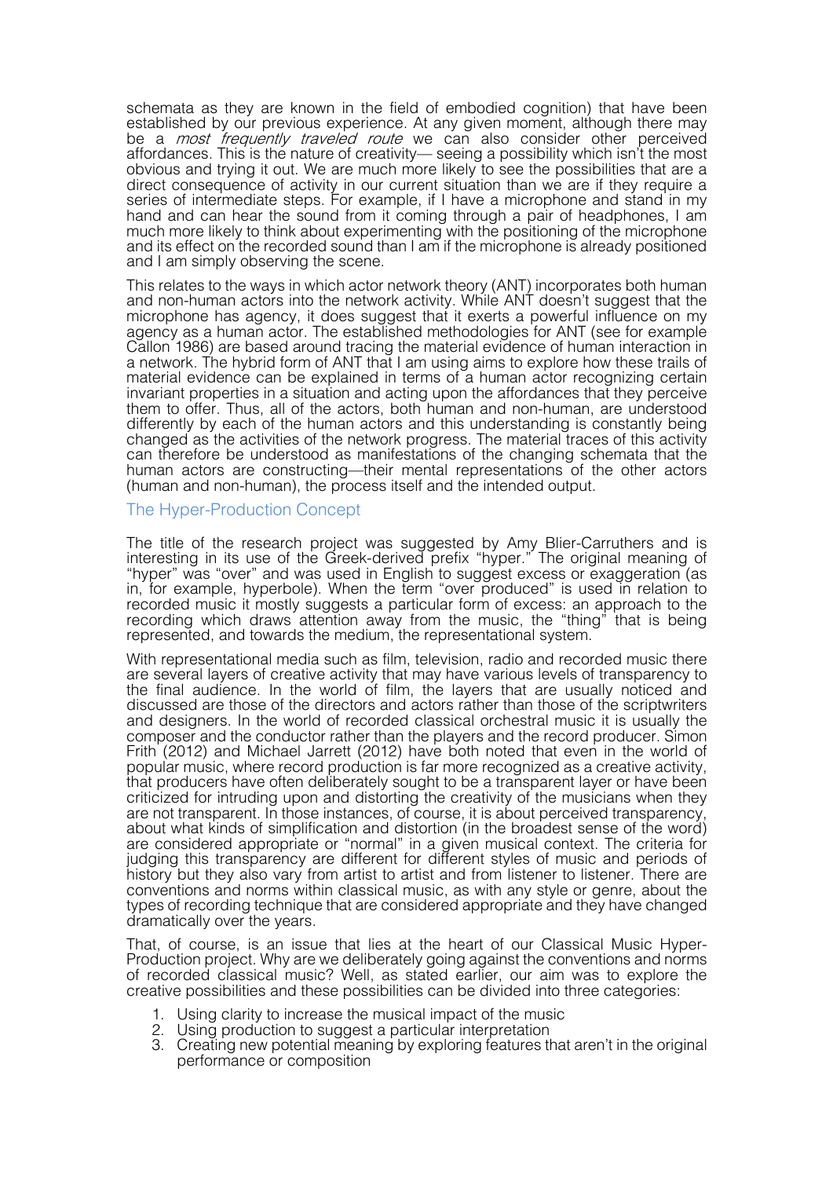schemata as they are known in the field of embodied cognition) that have been established by our previous experience. At any given moment, although there may be a *most frequently traveled route* we can also consider other perceived affordances. This is the nature of creativity— seeing a possibility which isn't the most obvious and trying it out. We are much more likely to see the possibilities that are a direct consequence of activity in our current situation than we are if they require a series of intermediate steps. For example, if I have a microphone and stand in my hand and can hear the sound from it coming through a pair of headphones, I am much more likely to think about experimenting with the positioning of the microphone and its effect on the recorded sound than I am if the microphone is already positioned and I am simply observing the scene.

This relates to the ways in which actor network theory (ANT) incorporates both human and non-human actors into the network activity. While ANT doesn't suggest that the microphone has agency, it does suggest that it exerts a powerful influence on my agency as a human actor. The established methodologies for ANT (see for example Callon 1986) are based around tracing the material evidence of human interaction in a network. The hybrid form of ANT that I am using aims to explore how these trails of material evidence can be explained in terms of a human actor recognizing certain invariant properties in a situation and acting upon the affordances that they perceive them to offer. Thus, all of the actors, both human and non-human, are understood differently by each of the human actors and this understanding is constantly being changed as the activities of the network progress. The material traces of this activity can therefore be understood as manifestations of the changing schemata that the human actors are constructing—their mental representations of the other actors (human and non-human), the process itself and the intended output.

## The Hyper-Production Concept

The title of the research project was suggested by Amy Blier-Carruthers and is interesting in its use of the Greek-derived prefix "hyper." The original meaning of "hyper" was "over" and was used in English to suggest excess or exaggeration (as in, for example, hyperbole). When the term "over produced" is used in relation to recorded music it mostly suggests a particular form of excess: an approach to the recording which draws attention away from the music, the "thing" that is being represented, and towards the medium, the representational system.

With representational media such as film, television, radio and recorded music there are several layers of creative activity that may have various levels of transparency to the final audience. In the world of film, the layers that are usually noticed and discussed are those of the directors and actors rather than those of the scriptwriters and designers. In the world of recorded classical orchestral music it is usually the composer and the conductor rather than the players and the record producer. Simon Frith (2012) and Michael Jarrett (2012) have both noted that even in the world of popular music, where record production is far more recognized as a creative activity, that producers have often deliberately sought to be a transparent layer or have been criticized for intruding upon and distorting the creativity of the musicians when they are not transparent. In those instances, of course, it is about perceived transparency, about what kinds of simplification and distortion (in the broadest sense of the word) are considered appropriate or "normal" in a given musical context. The criteria for judging this transparency are different for different styles of music and periods of history but they also vary from artist to artist and from listener to listener. There are conventions and norms within classical music, as with any style or genre, about the types of recording technique that are considered appropriate and they have changed dramatically over the years.

That, of course, is an issue that lies at the heart of our Classical Music Hyper-Production project. Why are we deliberately going against the conventions and norms of recorded classical music? Well, as stated earlier, our aim was to explore the creative possibilities and these possibilities can be divided into three categories:

1. Using clarity to increase the musical impact of the music
2. Using production to suggest a particular interpretation
3. Creating new potential meaning by exploring features that aren't in the original performance or composition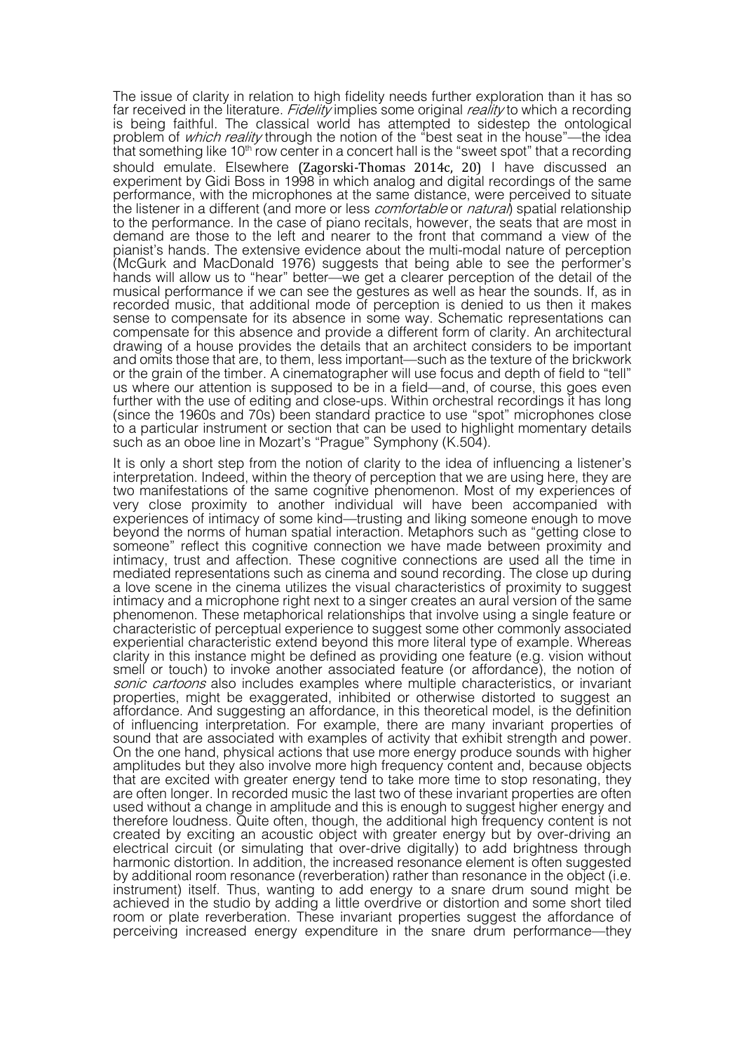The issue of clarity in relation to high fidelity needs further exploration than it has so far received in the literature. *Fidelity* implies some original *reality* to which a recording is being faithful. The classical world has attempted to sidestep the ontological problem of *which reality* through the notion of the "best seat in the house"—the idea that something like 10th row center in a concert hall is the "sweet spot" that a recording should emulate. Elsewhere (Zagorski-Thomas 2014c, 20) I have discussed an experiment by Gidi Boss in 1998 in which analog and digital recordings of the same performance, with the microphones at the same distance, were perceived to situate the listener in a different (and more or less *comfortable* or *natural*) spatial relationship to the performance. In the case of piano recitals, however, the seats that are most in demand are those to the left and nearer to the front that command a view of the pianist's hands. The extensive evidence about the multi-modal nature of perception (McGurk and MacDonald 1976) suggests that being able to see the performer's hands will allow us to "hear" better—we get a clearer perception of the detail of the musical performance if we can see the gestures as well as hear the sounds. If, as in recorded music, that additional mode of perception is denied to us then it makes sense to compensate for its absence in some way. Schematic representations can compensate for this absence and provide a different form of clarity. An architectural drawing of a house provides the details that an architect considers to be important and omits those that are, to them, less important—such as the texture of the brickwork or the grain of the timber. A cinematographer will use focus and depth of field to "tell" us where our attention is supposed to be in a field—and, of course, this goes even further with the use of editing and close-ups. Within orchestral recordings it has long (since the 1960s and 70s) been standard practice to use "spot" microphones close to a particular instrument or section that can be used to highlight momentary details such as an oboe line in Mozart's "Prague" Symphony (K.504).

It is only a short step from the notion of clarity to the idea of influencing a listener's interpretation. Indeed, within the theory of perception that we are using here, they are two manifestations of the same cognitive phenomenon. Most of my experiences of very close proximity to another individual will have been accompanied with experiences of intimacy of some kind—trusting and liking someone enough to move beyond the norms of human spatial interaction. Metaphors such as "getting close to someone" reflect this cognitive connection we have made between proximity and intimacy, trust and affection. These cognitive connections are used all the time in mediated representations such as cinema and sound recording. The close up during a love scene in the cinema utilizes the visual characteristics of proximity to suggest intimacy and a microphone right next to a singer creates an aural version of the same phenomenon. These metaphorical relationships that involve using a single feature or characteristic of perceptual experience to suggest some other commonly associated experiential characteristic extend beyond this more literal type of example. Whereas clarity in this instance might be defined as providing one feature (e.g. vision without smell or touch) to invoke another associated feature (or affordance), the notion of *sonic cartoons* also includes examples where multiple characteristics, or invariant properties, might be exaggerated, inhibited or otherwise distorted to suggest an affordance. And suggesting an affordance, in this theoretical model, is the definition of influencing interpretation. For example, there are many invariant properties of sound that are associated with examples of activity that exhibit strength and power. On the one hand, physical actions that use more energy produce sounds with higher amplitudes but they also involve more high frequency content and, because objects that are excited with greater energy tend to take more time to stop resonating, they are often longer. In recorded music the last two of these invariant properties are often used without a change in amplitude and this is enough to suggest higher energy and therefore loudness. Quite often, though, the additional high frequency content is not created by exciting an acoustic object with greater energy but by over-driving an electrical circuit (or simulating that over-drive digitally) to add brightness through harmonic distortion. In addition, the increased resonance element is often suggested by additional room resonance (reverberation) rather than resonance in the object (i.e. instrument) itself. Thus, wanting to add energy to a snare drum sound might be achieved in the studio by adding a little overdrive or distortion and some short tiled room or plate reverberation. These invariant properties suggest the affordance of perceiving increased energy expenditure in the snare drum performance—they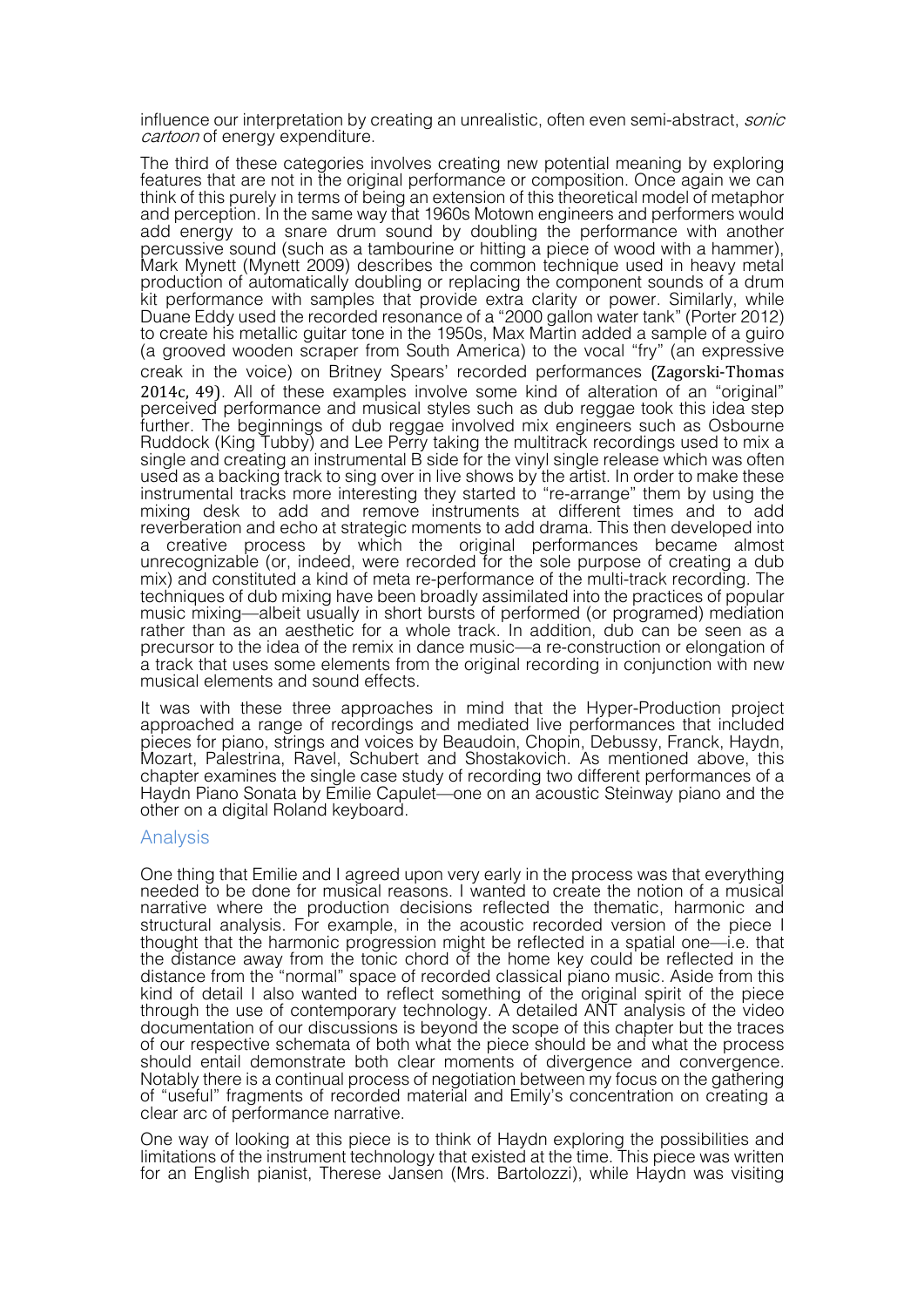influence our interpretation by creating an unrealistic, often even semi-abstract, *sonic cartoon* of energy expenditure.

The third of these categories involves creating new potential meaning by exploring features that are not in the original performance or composition. Once again we can think of this purely in terms of being an extension of this theoretical model of metaphor and perception. In the same way that 1960s Motown engineers and performers would add energy to a snare drum sound by doubling the performance with another percussive sound (such as a tambourine or hitting a piece of wood with a hammer), Mark Mynett (Mynett 2009) describes the common technique used in heavy metal production of automatically doubling or replacing the component sounds of a drum kit performance with samples that provide extra clarity or power. Similarly, while Duane Eddy used the recorded resonance of a "2000 gallon water tank" (Porter 2012) to create his metallic guitar tone in the 1950s, Max Martin added a sample of a guiro (a grooved wooden scraper from South America) to the vocal "fry" (an expressive creak in the voice) on Britney Spears' recorded performances (Zagorski-Thomas 2014c, 49). All of these examples involve some kind of alteration of an "original" perceived performance and musical styles such as dub reggae took this idea step further. The beginnings of dub reggae involved mix engineers such as Osbourne Ruddock (King Tubby) and Lee Perry taking the multitrack recordings used to mix a single and creating an instrumental B side for the vinyl single release which was often used as a backing track to sing over in live shows by the artist. In order to make these instrumental tracks more interesting they started to "re-arrange" them by using the mixing desk to add and remove instruments at different times and to add reverberation and echo at strategic moments to add drama. This then developed into a creative process by which the original performances became almost unrecognizable (or, indeed, were recorded for the sole purpose of creating a dub mix) and constituted a kind of meta re-performance of the multi-track recording. The techniques of dub mixing have been broadly assimilated into the practices of popular music mixing—albeit usually in short bursts of performed (or programed) mediation rather than as an aesthetic for a whole track. In addition, dub can be seen as a precursor to the idea of the remix in dance music—a re-construction or elongation of a track that uses some elements from the original recording in conjunction with new musical elements and sound effects.

It was with these three approaches in mind that the Hyper-Production project approached a range of recordings and mediated live performances that included pieces for piano, strings and voices by Beaudoin, Chopin, Debussy, Franck, Haydn, Mozart, Palestrina, Ravel, Schubert and Shostakovich. As mentioned above, this chapter examines the single case study of recording two different performances of a Haydn Piano Sonata by Emilie Capulet—one on an acoustic Steinway piano and the other on a digital Roland keyboard.

## Analysis

One thing that Emilie and I agreed upon very early in the process was that everything needed to be done for musical reasons. I wanted to create the notion of a musical narrative where the production decisions reflected the thematic, harmonic and structural analysis. For example, in the acoustic recorded version of the piece I thought that the harmonic progression might be reflected in a spatial one—i.e. that the distance away from the tonic chord of the home key could be reflected in the distance from the "normal" space of recorded classical piano music. Aside from this kind of detail I also wanted to reflect something of the original spirit of the piece through the use of contemporary technology. A detailed ANT analysis of the video documentation of our discussions is beyond the scope of this chapter but the traces of our respective schemata of both what the piece should be and what the process should entail demonstrate both clear moments of divergence and convergence. Notably there is a continual process of negotiation between my focus on the gathering of "useful" fragments of recorded material and Emily's concentration on creating a clear arc of performance narrative.

One way of looking at this piece is to think of Haydn exploring the possibilities and limitations of the instrument technology that existed at the time. This piece was written for an English pianist, Therese Jansen (Mrs. Bartolozzi), while Haydn was visiting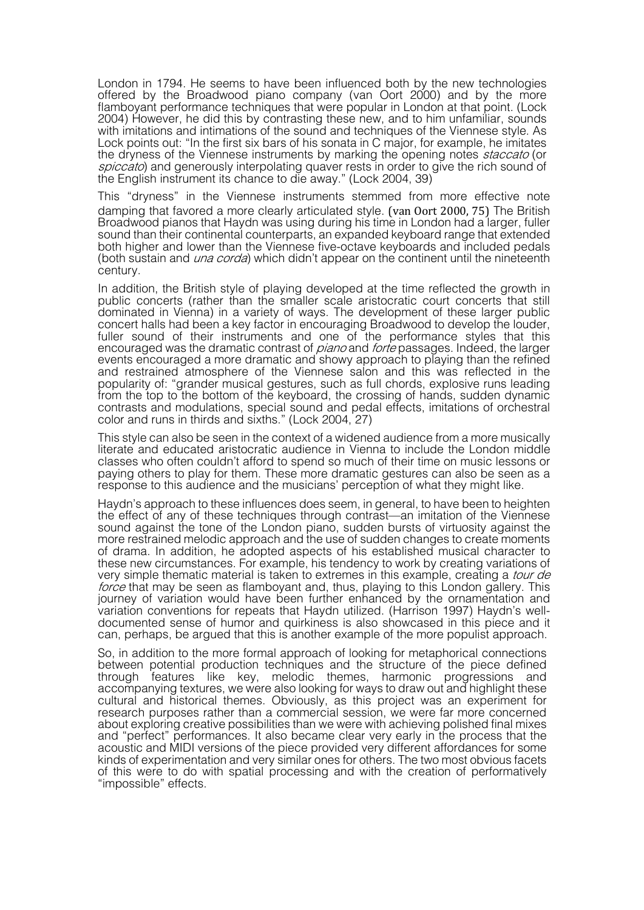London in 1794. He seems to have been influenced both by the new technologies offered by the Broadwood piano company (van Oort 2000) and by the more flamboyant performance techniques that were popular in London at that point. (Lock 2004) However, he did this by contrasting these new, and to him unfamiliar, sounds with imitations and intimations of the sound and techniques of the Viennese style. As Lock points out: "In the first six bars of his sonata in C major, for example, he imitates the dryness of the Viennese instruments by marking the opening notes *staccato* (or *spiccato*) and generously interpolating quaver rests in order to give the rich sound of the English instrument its chance to die away." (Lock 2004, 39)

This "dryness" in the Viennese instruments stemmed from more effective note damping that favored a more clearly articulated style. (van Oort 2000, 75) The British Broadwood pianos that Haydn was using during his time in London had a larger, fuller sound than their continental counterparts, an expanded keyboard range that extended both higher and lower than the Viennese five-octave keyboards and included pedals (both sustain and *una corda*) which didn't appear on the continent until the nineteenth century.

In addition, the British style of playing developed at the time reflected the growth in public concerts (rather than the smaller scale aristocratic court concerts that still dominated in Vienna) in a variety of ways. The development of these larger public concert halls had been a key factor in encouraging Broadwood to develop the louder, fuller sound of their instruments and one of the performance styles that this encouraged was the dramatic contrast of *piano* and *forte* passages. Indeed, the larger events encouraged a more dramatic and showy approach to playing than the refined and restrained atmosphere of the Viennese salon and this was reflected in the popularity of: "grander musical gestures, such as full chords, explosive runs leading from the top to the bottom of the keyboard, the crossing of hands, sudden dynamic contrasts and modulations, special sound and pedal effects, imitations of orchestral color and runs in thirds and sixths." (Lock 2004, 27)

This style can also be seen in the context of a widened audience from a more musically literate and educated aristocratic audience in Vienna to include the London middle classes who often couldn't afford to spend so much of their time on music lessons or paying others to play for them. These more dramatic gestures can also be seen as a response to this audience and the musicians' perception of what they might like.

Haydn's approach to these influences does seem, in general, to have been to heighten the effect of any of these techniques through contrast—an imitation of the Viennese sound against the tone of the London piano, sudden bursts of virtuosity against the more restrained melodic approach and the use of sudden changes to create moments of drama. In addition, he adopted aspects of his established musical character to these new circumstances. For example, his tendency to work by creating variations of very simple thematic material is taken to extremes in this example, creating a *tour de force* that may be seen as flamboyant and, thus, playing to this London gallery. This journey of variation would have been further enhanced by the ornamentation and variation conventions for repeats that Haydn utilized. (Harrison 1997) Haydn's well-documented sense of humor and quirkiness is also showcased in this piece and it can, perhaps, be argued that this is another example of the more populist approach.

So, in addition to the more formal approach of looking for metaphorical connections between potential production techniques and the structure of the piece defined through features like key, melodic themes, harmonic progressions and accompanying textures, we were also looking for ways to draw out and highlight these cultural and historical themes. Obviously, as this project was an experiment for research purposes rather than a commercial session, we were far more concerned about exploring creative possibilities than we were with achieving polished final mixes and "perfect" performances. It also became clear very early in the process that the acoustic and MIDI versions of the piece provided very different affordances for some kinds of experimentation and very similar ones for others. The two most obvious facets of this were to do with spatial processing and with the creation of performatively "impossible" effects.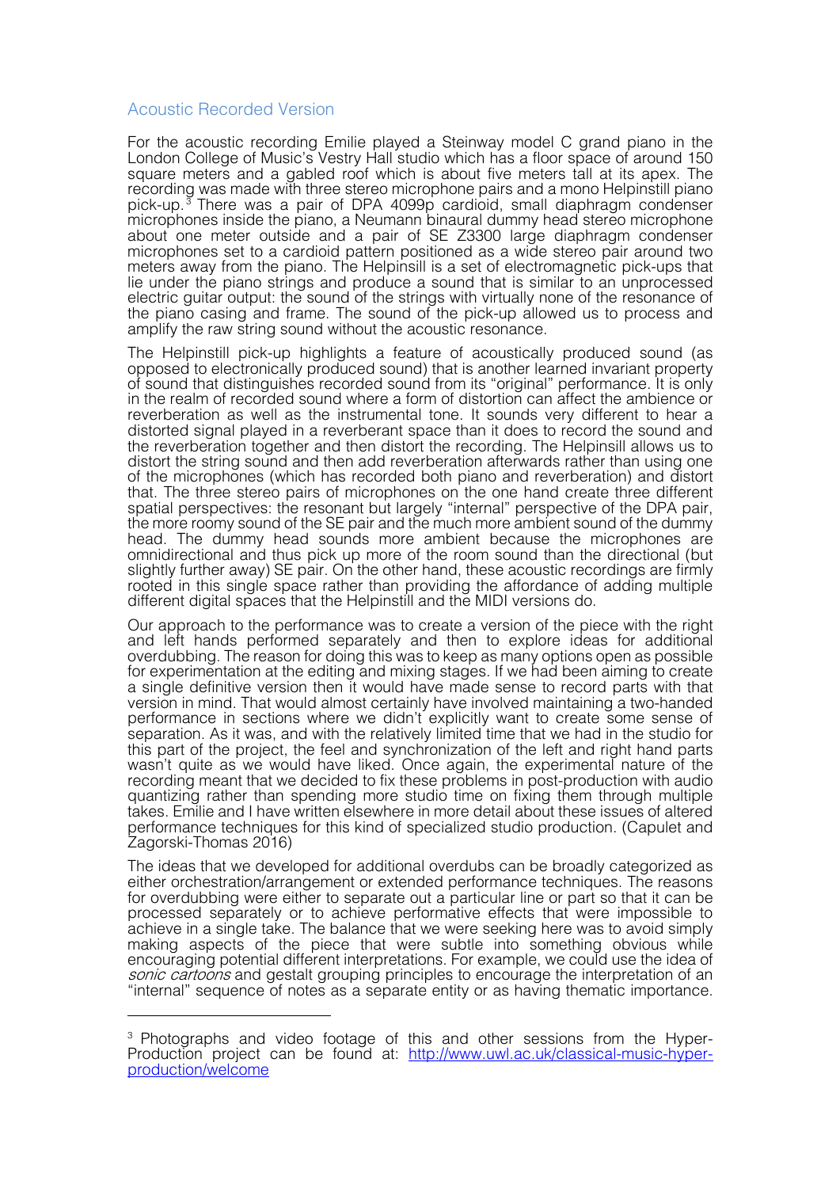## Acoustic Recorded Version

For the acoustic recording Emilie played a Steinway model C grand piano in the London College of Music's Vestry Hall studio which has a floor space of around 150 square meters and a gabled roof which is about five meters tall at its apex. The recording was made with three stereo microphone pairs and a mono Helpinstill piano pick-up.[3] There was a pair of DPA 4099p cardioid, small diaphragm condenser microphones inside the piano, a Neumann binaural dummy head stereo microphone about one meter outside and a pair of SE Z3300 large diaphragm condenser microphones set to a cardioid pattern positioned as a wide stereo pair around two meters away from the piano. The Helpinsill is a set of electromagnetic pick-ups that lie under the piano strings and produce a sound that is similar to an unprocessed electric guitar output: the sound of the strings with virtually none of the resonance of the piano casing and frame. The sound of the pick-up allowed us to process and amplify the raw string sound without the acoustic resonance.

The Helpinstill pick-up highlights a feature of acoustically produced sound (as opposed to electronically produced sound) that is another learned invariant property of sound that distinguishes recorded sound from its "original" performance. It is only in the realm of recorded sound where a form of distortion can affect the ambience or reverberation as well as the instrumental tone. It sounds very different to hear a distorted signal played in a reverberant space than it does to record the sound and the reverberation together and then distort the recording. The Helpinsill allows us to distort the string sound and then add reverberation afterwards rather than using one of the microphones (which has recorded both piano and reverberation) and distort that. The three stereo pairs of microphones on the one hand create three different spatial perspectives: the resonant but largely "internal" perspective of the DPA pair, the more roomy sound of the SE pair and the much more ambient sound of the dummy head. The dummy head sounds more ambient because the microphones are omnidirectional and thus pick up more of the room sound than the directional (but slightly further away) SE pair. On the other hand, these acoustic recordings are firmly rooted in this single space rather than providing the affordance of adding multiple different digital spaces that the Helpinstill and the MIDI versions do.

Our approach to the performance was to create a version of the piece with the right and left hands performed separately and then to explore ideas for additional overdubbing. The reason for doing this was to keep as many options open as possible for experimentation at the editing and mixing stages. If we had been aiming to create a single definitive version then it would have made sense to record parts with that version in mind. That would almost certainly have involved maintaining a two-handed performance in sections where we didn't explicitly want to create some sense of separation. As it was, and with the relatively limited time that we had in the studio for this part of the project, the feel and synchronization of the left and right hand parts wasn't quite as we would have liked. Once again, the experimental nature of the recording meant that we decided to fix these problems in post-production with audio quantizing rather than spending more studio time on fixing them through multiple takes. Emilie and I have written elsewhere in more detail about these issues of altered performance techniques for this kind of specialized studio production. (Capulet and Zagorski-Thomas 2016)

The ideas that we developed for additional overdubs can be broadly categorized as either orchestration/arrangement or extended performance techniques. The reasons for overdubbing were either to separate out a particular line or part so that it can be processed separately or to achieve performative effects that were impossible to achieve in a single take. The balance that we were seeking here was to avoid simply making aspects of the piece that were subtle into something obvious while encouraging potential different interpretations. For example, we could use the idea of *sonic cartoons* and gestalt grouping principles to encourage the interpretation of an "internal" sequence of notes as a separate entity or as having thematic importance.

---

[3] Photographs and video footage of this and other sessions from the Hyper-Production project can be found at: http://www.uwl.ac.uk/classical-music-hyper-production/welcome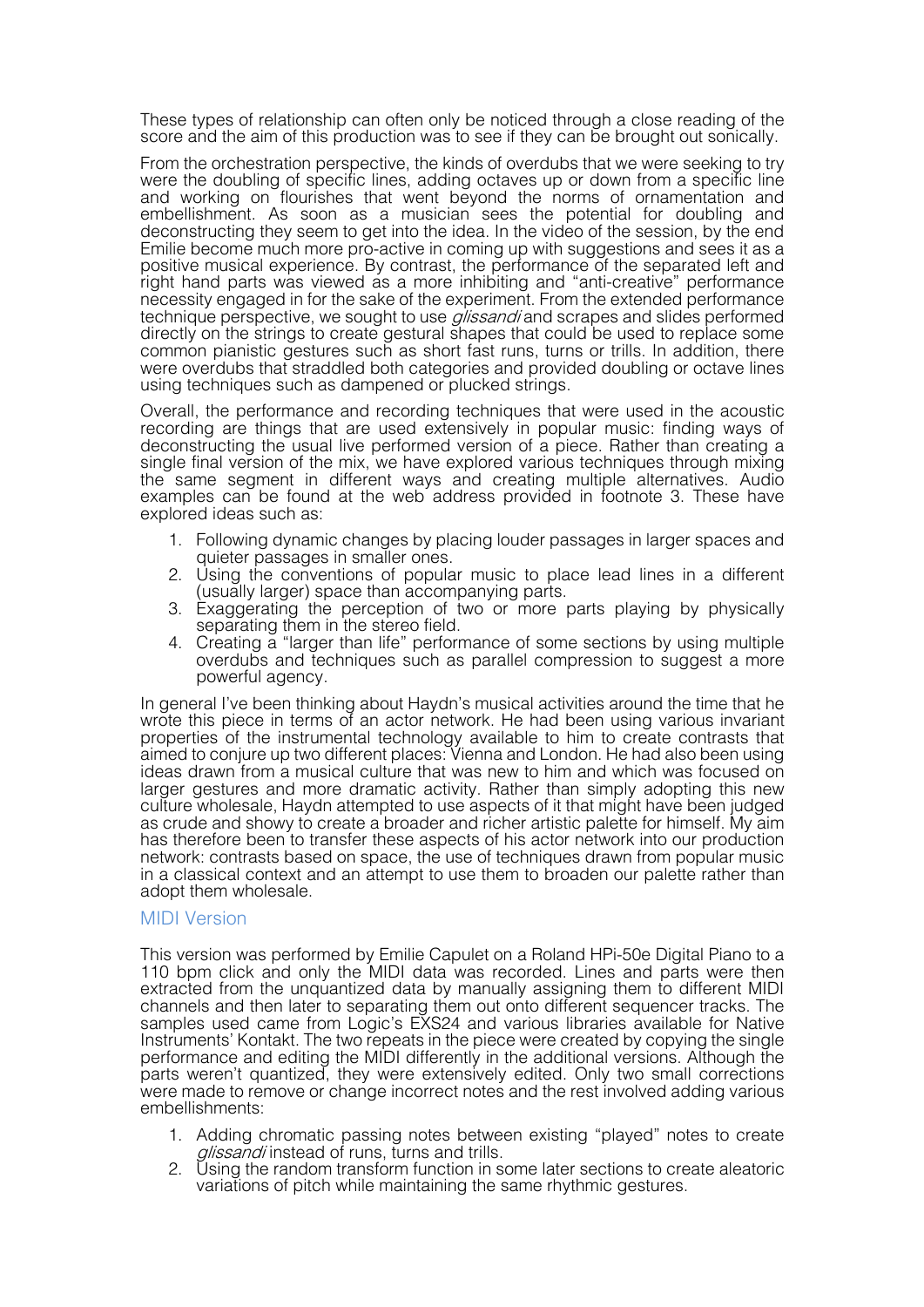These types of relationship can often only be noticed through a close reading of the score and the aim of this production was to see if they can be brought out sonically.

From the orchestration perspective, the kinds of overdubs that we were seeking to try were the doubling of specific lines, adding octaves up or down from a specific line and working on flourishes that went beyond the norms of ornamentation and embellishment. As soon as a musician sees the potential for doubling and deconstructing they seem to get into the idea. In the video of the session, by the end Emilie become much more pro-active in coming up with suggestions and sees it as a positive musical experience. By contrast, the performance of the separated left and right hand parts was viewed as a more inhibiting and "anti-creative" performance necessity engaged in for the sake of the experiment. From the extended performance technique perspective, we sought to use *glissandi* and scrapes and slides performed directly on the strings to create gestural shapes that could be used to replace some common pianistic gestures such as short fast runs, turns or trills. In addition, there were overdubs that straddled both categories and provided doubling or octave lines using techniques such as dampened or plucked strings.

Overall, the performance and recording techniques that were used in the acoustic recording are things that are used extensively in popular music: finding ways of deconstructing the usual live performed version of a piece. Rather than creating a single final version of the mix, we have explored various techniques through mixing the same segment in different ways and creating multiple alternatives. Audio examples can be found at the web address provided in footnote 3. These have explored ideas such as:

1. Following dynamic changes by placing louder passages in larger spaces and quieter passages in smaller ones.
2. Using the conventions of popular music to place lead lines in a different (usually larger) space than accompanying parts.
3. Exaggerating the perception of two or more parts playing by physically separating them in the stereo field.
4. Creating a "larger than life" performance of some sections by using multiple overdubs and techniques such as parallel compression to suggest a more powerful agency.

In general I've been thinking about Haydn's musical activities around the time that he wrote this piece in terms of an actor network. He had been using various invariant properties of the instrumental technology available to him to create contrasts that aimed to conjure up two different places: Vienna and London. He had also been using ideas drawn from a musical culture that was new to him and which was focused on larger gestures and more dramatic activity. Rather than simply adopting this new culture wholesale, Haydn attempted to use aspects of it that might have been judged as crude and showy to create a broader and richer artistic palette for himself. My aim has therefore been to transfer these aspects of his actor network into our production network: contrasts based on space, the use of techniques drawn from popular music in a classical context and an attempt to use them to broaden our palette rather than adopt them wholesale.

## MIDI Version

This version was performed by Emilie Capulet on a Roland HPi-50e Digital Piano to a 110 bpm click and only the MIDI data was recorded. Lines and parts were then extracted from the unquantized data by manually assigning them to different MIDI channels and then later to separating them out onto different sequencer tracks. The samples used came from Logic's EXS24 and various libraries available for Native Instruments' Kontakt. The two repeats in the piece were created by copying the single performance and editing the MIDI differently in the additional versions. Although the parts weren't quantized, they were extensively edited. Only two small corrections were made to remove or change incorrect notes and the rest involved adding various embellishments:

1. Adding chromatic passing notes between existing "played" notes to create *glissandi* instead of runs, turns and trills.
2. Using the random transform function in some later sections to create aleatoric variations of pitch while maintaining the same rhythmic gestures.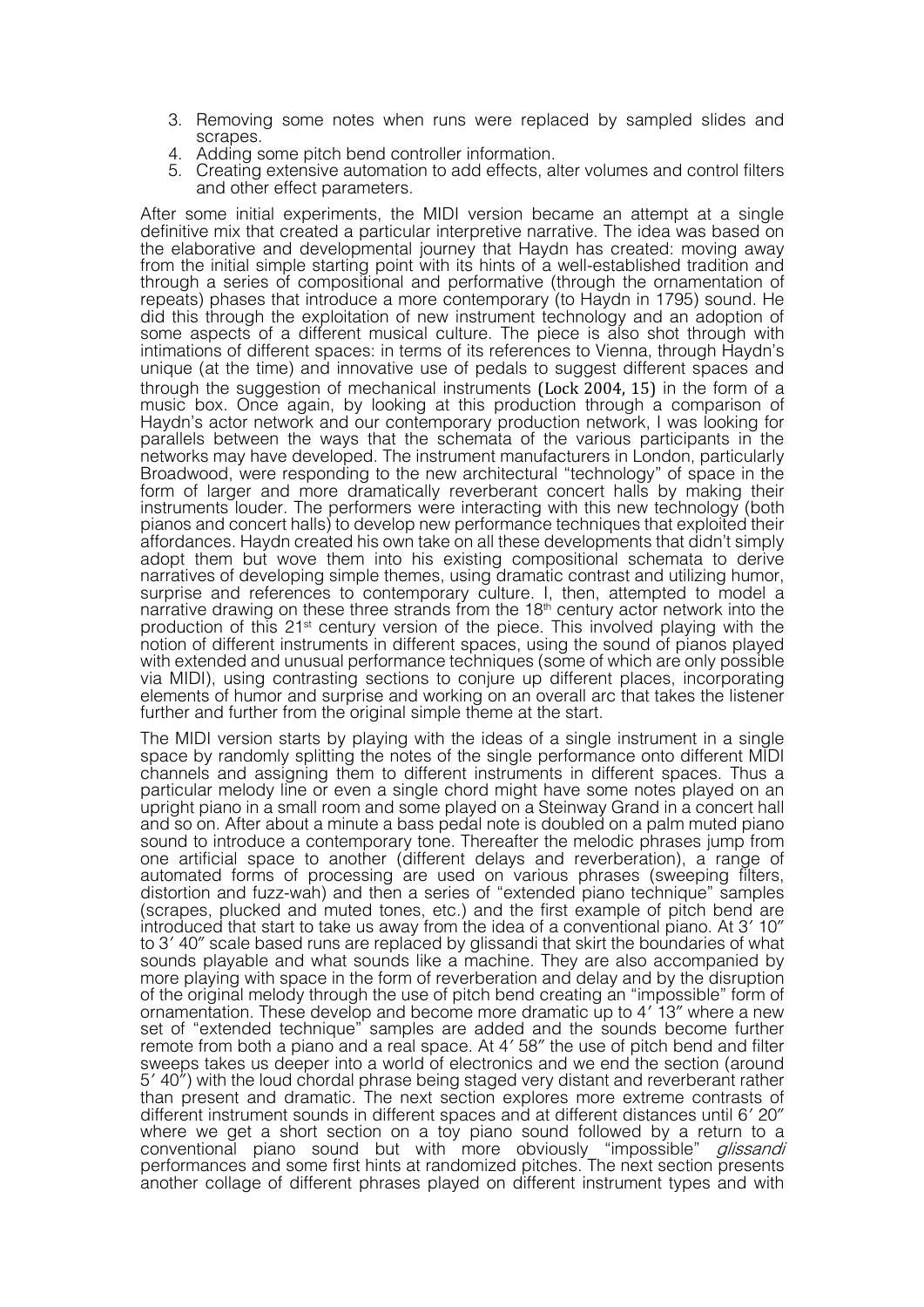3. Removing some notes when runs were replaced by sampled slides and scrapes.
4. Adding some pitch bend controller information.
5. Creating extensive automation to add effects, alter volumes and control filters and other effect parameters.

After some initial experiments, the MIDI version became an attempt at a single definitive mix that created a particular interpretive narrative. The idea was based on the elaborative and developmental journey that Haydn has created: moving away from the initial simple starting point with its hints of a well-established tradition and through a series of compositional and performative (through the ornamentation of repeats) phases that introduce a more contemporary (to Haydn in 1795) sound. He did this through the exploitation of new instrument technology and an adoption of some aspects of a different musical culture. The piece is also shot through with intimations of different spaces: in terms of its references to Vienna, through Haydn's unique (at the time) and innovative use of pedals to suggest different spaces and through the suggestion of mechanical instruments (Lock 2004, 15) in the form of a music box. Once again, by looking at this production through a comparison of Haydn's actor network and our contemporary production network, I was looking for parallels between the ways that the schemata of the various participants in the networks may have developed. The instrument manufacturers in London, particularly Broadwood, were responding to the new architectural "technology" of space in the form of larger and more dramatically reverberant concert halls by making their instruments louder. The performers were interacting with this new technology (both pianos and concert halls) to develop new performance techniques that exploited their affordances. Haydn created his own take on all these developments that didn't simply adopt them but wove them into his existing compositional schemata to derive narratives of developing simple themes, using dramatic contrast and utilizing humor, surprise and references to contemporary culture. I, then, attempted to model a narrative drawing on these three strands from the 18th century actor network into the production of this 21st century version of the piece. This involved playing with the notion of different instruments in different spaces, using the sound of pianos played with extended and unusual performance techniques (some of which are only possible via MIDI), using contrasting sections to conjure up different places, incorporating elements of humor and surprise and working on an overall arc that takes the listener further and further from the original simple theme at the start.

The MIDI version starts by playing with the ideas of a single instrument in a single space by randomly splitting the notes of the single performance onto different MIDI channels and assigning them to different instruments in different spaces. Thus a particular melody line or even a single chord might have some notes played on an upright piano in a small room and some played on a Steinway Grand in a concert hall and so on. After about a minute a bass pedal note is doubled on a palm muted piano sound to introduce a contemporary tone. Thereafter the melodic phrases jump from one artificial space to another (different delays and reverberation), a range of automated forms of processing are used on various phrases (sweeping filters, distortion and fuzz-wah) and then a series of "extended piano technique" samples (scrapes, plucked and muted tones, etc.) and the first example of pitch bend are introduced that start to take us away from the idea of a conventional piano. At 3′ 10″ to 3′ 40″ scale based runs are replaced by glissandi that skirt the boundaries of what sounds playable and what sounds like a machine. They are also accompanied by more playing with space in the form of reverberation and delay and by the disruption of the original melody through the use of pitch bend creating an "impossible" form of ornamentation. These develop and become more dramatic up to 4′ 13″ where a new set of "extended technique" samples are added and the sounds become further remote from both a piano and a real space. At 4′ 58″ the use of pitch bend and filter sweeps takes us deeper into a world of electronics and we end the section (around 5′ 40″) with the loud chordal phrase being staged very distant and reverberant rather than present and dramatic. The next section explores more extreme contrasts of different instrument sounds in different spaces and at different distances until 6′ 20″ where we get a short section on a toy piano sound followed by a return to a conventional piano sound but with more obviously "impossible" *glissandi* performances and some first hints at randomized pitches. The next section presents another collage of different phrases played on different instrument types and with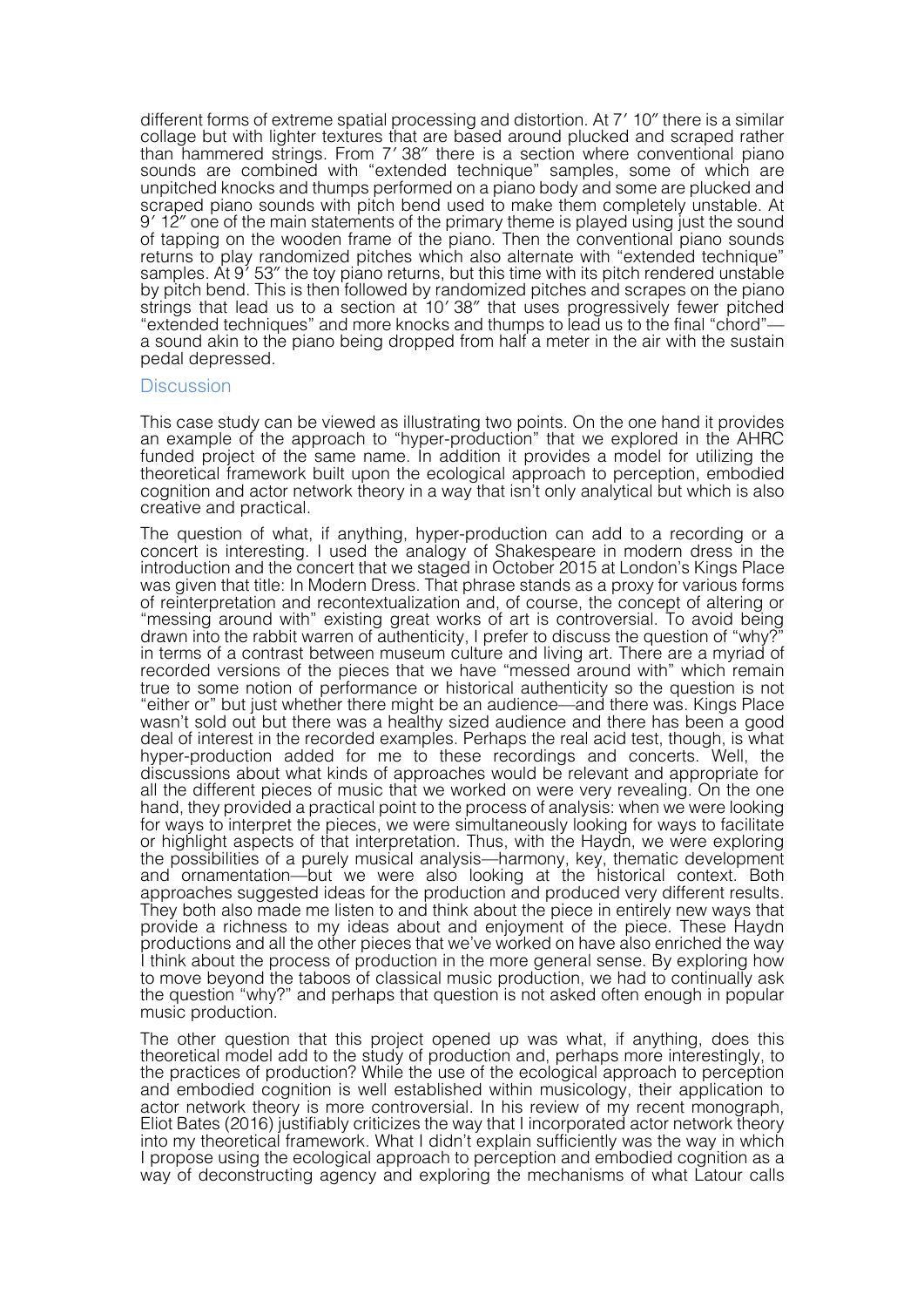different forms of extreme spatial processing and distortion. At 7′ 10″ there is a similar collage but with lighter textures that are based around plucked and scraped rather than hammered strings. From 7′ 38″ there is a section where conventional piano sounds are combined with "extended technique" samples, some of which are unpitched knocks and thumps performed on a piano body and some are plucked and scraped piano sounds with pitch bend used to make them completely unstable. At 9′ 12″ one of the main statements of the primary theme is played using just the sound of tapping on the wooden frame of the piano. Then the conventional piano sounds returns to play randomized pitches which also alternate with "extended technique" samples. At 9′ 53″ the toy piano returns, but this time with its pitch rendered unstable by pitch bend. This is then followed by randomized pitches and scrapes on the piano strings that lead us to a section at 10′ 38″ that uses progressively fewer pitched "extended techniques" and more knocks and thumps to lead us to the final "chord"—a sound akin to the piano being dropped from half a meter in the air with the sustain pedal depressed.

## Discussion

This case study can be viewed as illustrating two points. On the one hand it provides an example of the approach to "hyper-production" that we explored in the AHRC funded project of the same name. In addition it provides a model for utilizing the theoretical framework built upon the ecological approach to perception, embodied cognition and actor network theory in a way that isn't only analytical but which is also creative and practical.

The question of what, if anything, hyper-production can add to a recording or a concert is interesting. I used the analogy of Shakespeare in modern dress in the introduction and the concert that we staged in October 2015 at London's Kings Place was given that title: In Modern Dress. That phrase stands as a proxy for various forms of reinterpretation and recontextualization and, of course, the concept of altering or "messing around with" existing great works of art is controversial. To avoid being drawn into the rabbit warren of authenticity, I prefer to discuss the question of "why?" in terms of a contrast between museum culture and living art. There are a myriad of recorded versions of the pieces that we have "messed around with" which remain true to some notion of performance or historical authenticity so the question is not "either or" but just whether there might be an audience—and there was. Kings Place wasn't sold out but there was a healthy sized audience and there has been a good deal of interest in the recorded examples. Perhaps the real acid test, though, is what hyper-production added for me to these recordings and concerts. Well, the discussions about what kinds of approaches would be relevant and appropriate for all the different pieces of music that we worked on were very revealing. On the one hand, they provided a practical point to the process of analysis: when we were looking for ways to interpret the pieces, we were simultaneously looking for ways to facilitate or highlight aspects of that interpretation. Thus, with the Haydn, we were exploring the possibilities of a purely musical analysis—harmony, key, thematic development and ornamentation—but we were also looking at the historical context. Both approaches suggested ideas for the production and produced very different results. They both also made me listen to and think about the piece in entirely new ways that provide a richness to my ideas about and enjoyment of the piece. These Haydn productions and all the other pieces that we've worked on have also enriched the way I think about the process of production in the more general sense. By exploring how to move beyond the taboos of classical music production, we had to continually ask the question "why?" and perhaps that question is not asked often enough in popular music production.

The other question that this project opened up was what, if anything, does this theoretical model add to the study of production and, perhaps more interestingly, to the practices of production? While the use of the ecological approach to perception and embodied cognition is well established within musicology, their application to actor network theory is more controversial. In his review of my recent monograph, Eliot Bates (2016) justifiably criticizes the way that I incorporated actor network theory into my theoretical framework. What I didn't explain sufficiently was the way in which I propose using the ecological approach to perception and embodied cognition as a way of deconstructing agency and exploring the mechanisms of what Latour calls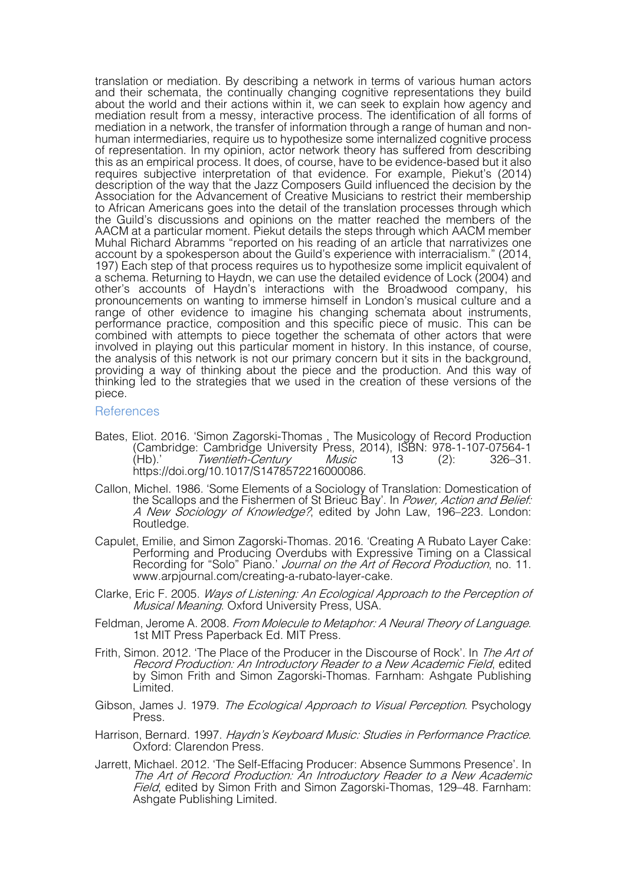translation or mediation. By describing a network in terms of various human actors and their schemata, the continually changing cognitive representations they build about the world and their actions within it, we can seek to explain how agency and mediation result from a messy, interactive process. The identification of all forms of mediation in a network, the transfer of information through a range of human and non-human intermediaries, require us to hypothesize some internalized cognitive process of representation. In my opinion, actor network theory has suffered from describing this as an empirical process. It does, of course, have to be evidence-based but it also requires subjective interpretation of that evidence. For example, Piekut's (2014) description of the way that the Jazz Composers Guild influenced the decision by the Association for the Advancement of Creative Musicians to restrict their membership to African Americans goes into the detail of the translation processes through which the Guild's discussions and opinions on the matter reached the members of the AACM at a particular moment. Piekut details the steps through which AACM member Muhal Richard Abramms "reported on his reading of an article that narrativizes one account by a spokesperson about the Guild's experience with interracialism." (2014, 197) Each step of that process requires us to hypothesize some implicit equivalent of a schema. Returning to Haydn, we can use the detailed evidence of Lock (2004) and other's accounts of Haydn's interactions with the Broadwood company, his pronouncements on wanting to immerse himself in London's musical culture and a range of other evidence to imagine his changing schemata about instruments, performance practice, composition and this specific piece of music. This can be combined with attempts to piece together the schemata of other actors that were involved in playing out this particular moment in history. In this instance, of course, the analysis of this network is not our primary concern but it sits in the background, providing a way of thinking about the piece and the production. And this way of thinking led to the strategies that we used in the creation of these versions of the piece.

## References

Bates, Eliot. 2016. 'Simon Zagorski-Thomas , The Musicology of Record Production (Cambridge: Cambridge University Press, 2014), ISBN: 978-1-107-07564-1 (Hb).' *Twentieth-Century Music* 13 (2): 326–31. https://doi.org/10.1017/S1478572216000086.

Callon, Michel. 1986. 'Some Elements of a Sociology of Translation: Domestication of the Scallops and the Fishermen of St Brieuc Bay'. In *Power, Action and Belief: A New Sociology of Knowledge?*, edited by John Law, 196–223. London: Routledge.

Capulet, Emilie, and Simon Zagorski-Thomas. 2016. 'Creating A Rubato Layer Cake: Performing and Producing Overdubs with Expressive Timing on a Classical Recording for "Solo" Piano.' *Journal on the Art of Record Production*, no. 11. www.arpjournal.com/creating-a-rubato-layer-cake.

Clarke, Eric F. 2005. *Ways of Listening: An Ecological Approach to the Perception of Musical Meaning*. Oxford University Press, USA.

Feldman, Jerome A. 2008. *From Molecule to Metaphor: A Neural Theory of Language*. 1st MIT Press Paperback Ed. MIT Press.

Frith, Simon. 2012. 'The Place of the Producer in the Discourse of Rock'. In *The Art of Record Production: An Introductory Reader to a New Academic Field*, edited by Simon Frith and Simon Zagorski-Thomas. Farnham: Ashgate Publishing Limited.

Gibson, James J. 1979. *The Ecological Approach to Visual Perception*. Psychology Press.

Harrison, Bernard. 1997. *Haydn's Keyboard Music: Studies in Performance Practice*. Oxford: Clarendon Press.

Jarrett, Michael. 2012. 'The Self-Effacing Producer: Absence Summons Presence'. In *The Art of Record Production: An Introductory Reader to a New Academic Field*, edited by Simon Frith and Simon Zagorski-Thomas, 129–48. Farnham: Ashgate Publishing Limited.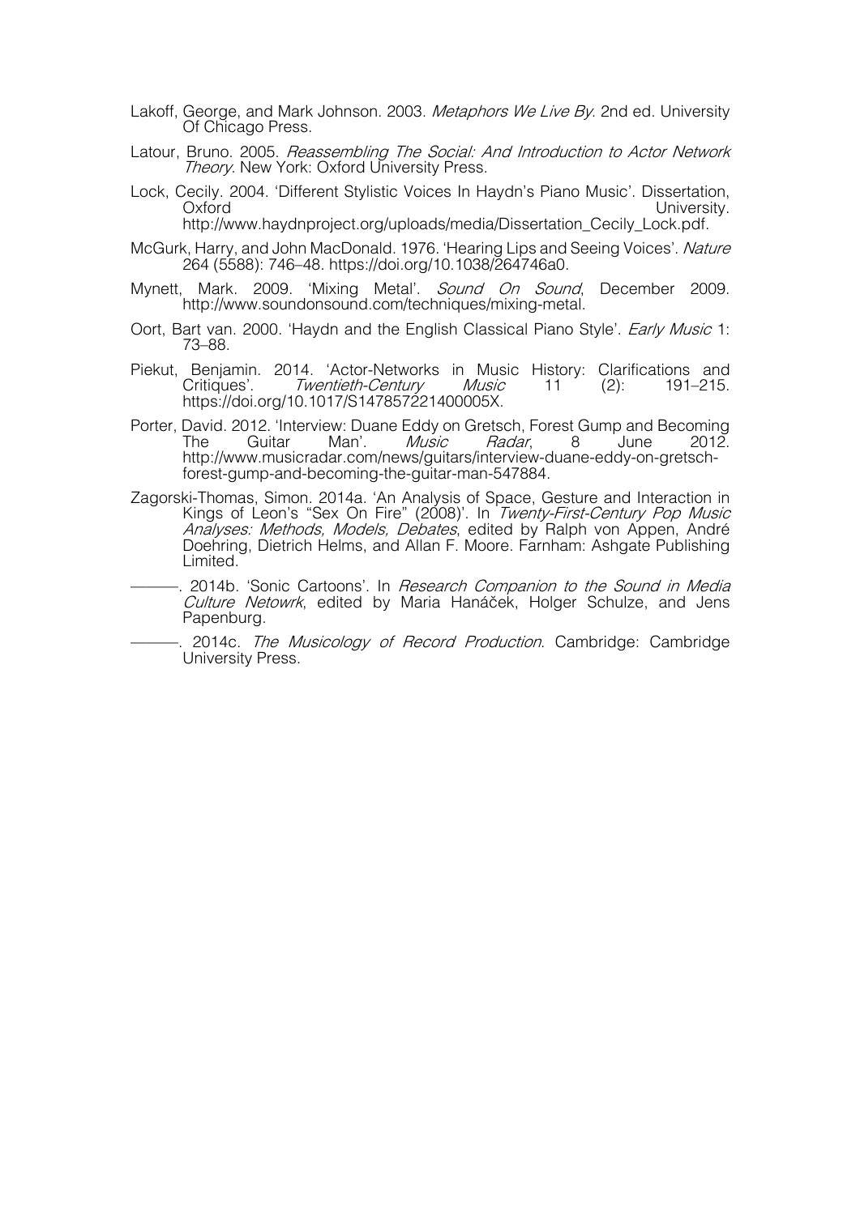Lakoff, George, and Mark Johnson. 2003. *Metaphors We Live By*. 2nd ed. University Of Chicago Press.

Latour, Bruno. 2005. *Reassembling The Social: And Introduction to Actor Network Theory*. New York: Oxford University Press.

Lock, Cecily. 2004. 'Different Stylistic Voices In Haydn's Piano Music'. Dissertation, Oxford University. http://www.haydnproject.org/uploads/media/Dissertation_Cecily_Lock.pdf.

McGurk, Harry, and John MacDonald. 1976. 'Hearing Lips and Seeing Voices'. *Nature* 264 (5588): 746–48. https://doi.org/10.1038/264746a0.

Mynett, Mark. 2009. 'Mixing Metal'. *Sound On Sound*, December 2009. http://www.soundonsound.com/techniques/mixing-metal.

Oort, Bart van. 2000. 'Haydn and the English Classical Piano Style'. *Early Music* 1: 73–88.

Piekut, Benjamin. 2014. 'Actor-Networks in Music History: Clarifications and Critiques'. *Twentieth-Century Music* 11 (2): 191–215. https://doi.org/10.1017/S147857221400005X.

Porter, David. 2012. 'Interview: Duane Eddy on Gretsch, Forest Gump and Becoming The Guitar Man'. *Music Radar*, 8 June 2012. http://www.musicradar.com/news/guitars/interview-duane-eddy-on-gretsch-forest-gump-and-becoming-the-guitar-man-547884.

Zagorski-Thomas, Simon. 2014a. 'An Analysis of Space, Gesture and Interaction in Kings of Leon's "Sex On Fire" (2008)'. In *Twenty-First-Century Pop Music Analyses: Methods, Models, Debates*, edited by Ralph von Appen, André Doehring, Dietrich Helms, and Allan F. Moore. Farnham: Ashgate Publishing Limited.

———. 2014b. 'Sonic Cartoons'. In *Research Companion to the Sound in Media Culture Netowrk*, edited by Maria Hanáček, Holger Schulze, and Jens Papenburg.

———. 2014c. *The Musicology of Record Production*. Cambridge: Cambridge University Press.